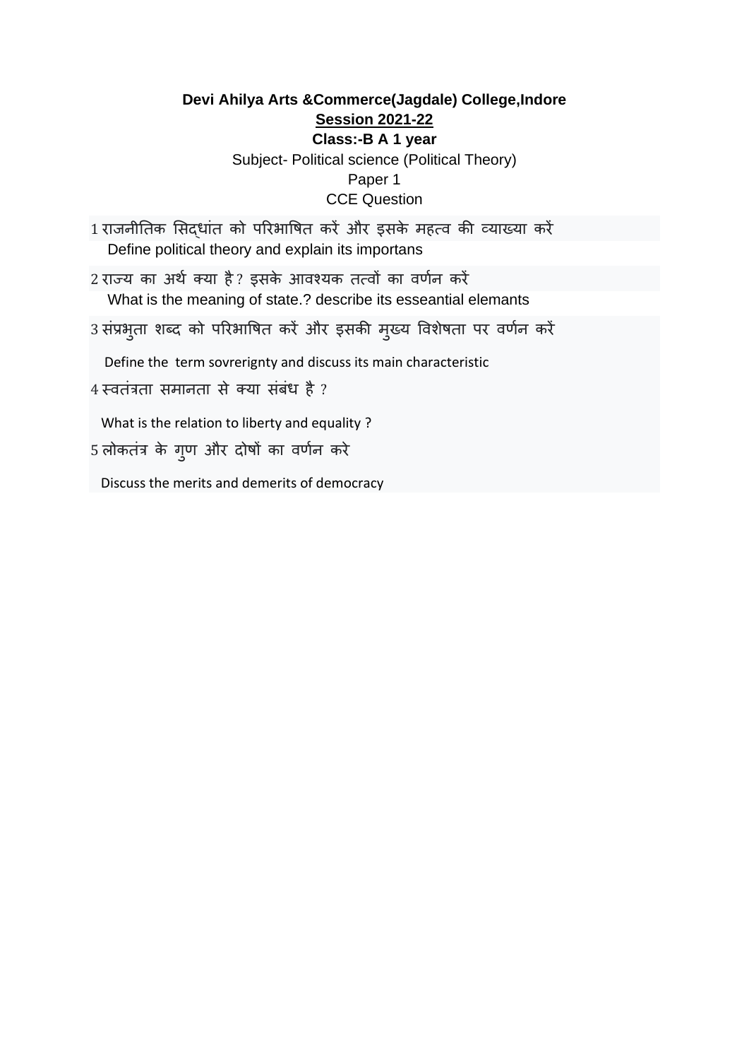**Devi Ahilya Arts &Commerce(Jagdale) College,Indore**

**Session 2021-22**

**Class:-B A 1 year**

Subject- Political science (Political Theory)

Paper 1

CCE Question

1 राजनीतिक सिद्धांत को परिभाषित करें और इसके महत्व की व्याख्या करें

Define political theory and explain its importans

2 राज्य का अर्थ क्या है ? इसके आवश्यक तत्वों का वर्णन करें

What is the meaning of state.? describe its esseantial elemants

3 संप्रभुता शब्द को परिभाषित करें और इसकी मुख्य विशेषता पर वर्णन करें

Define the term sovrerignty and discuss its main characteristic

4 स्वतंत्रता समानता से क्या संबंध है ?

What is the relation to liberty and equality ?

5 लोकतंत्र के गुण और दोषों का वर्णन करे

Discuss the merits and demerits of democracy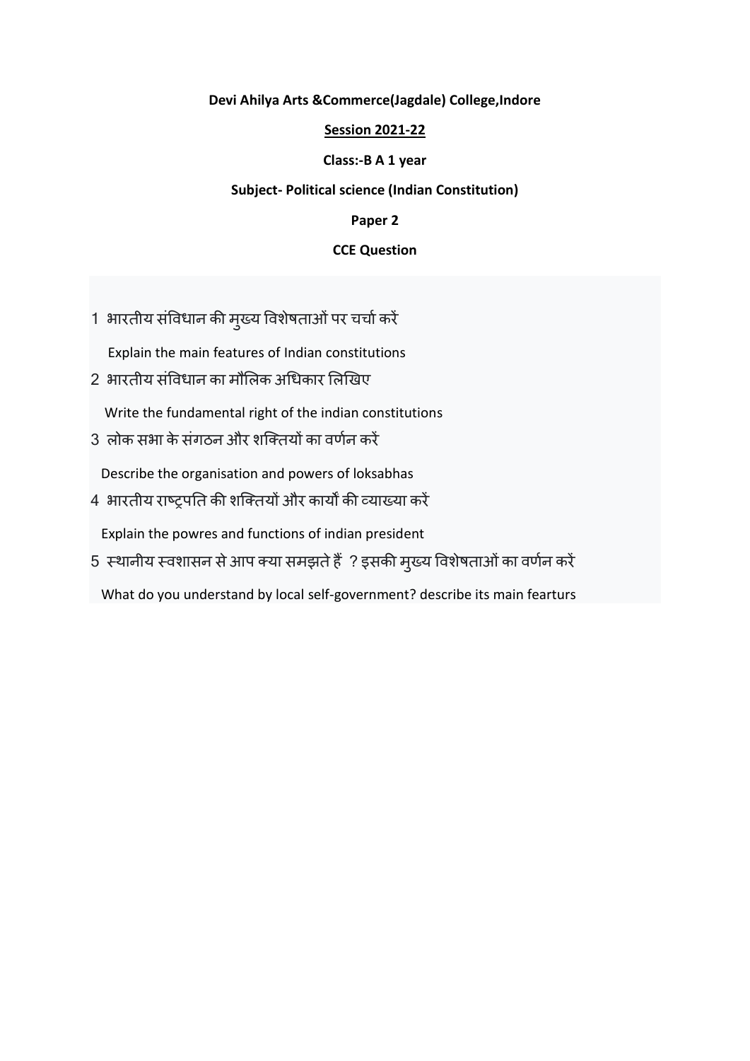**Devi Ahilya Arts &Commerce(Jagdale) College,Indore**

**Session 2021-22**

**Class:-B A 1 year**

**Subject- Political science (Indian Constitution)**

**Paper 2**

**CCE Question**

1 भारतीय संविधान की मुख्य विशेषताओं पर चर्चा करें

Explain the main features of Indian constitutions

2 भारतीय संविधान का मौलिक अधिकार लिखिए

Write the fundamental right of the indian constitutions

3 लोक सभा के संगठन और शक्तियों का वर्णन करें

Describe the organisation and powers of loksabhas

4 भारतीय राष्ट्रपति की शक्तियों और कार्यों की व्याख्या करें

Explain the powres and functions of indian president

5 स्थानीय स्वशासन से आप क्या समझते हैं ? इसकी मुख्य विशेषताओं का वर्णन करें

What do you understand by local self-government? describe its main fearturs